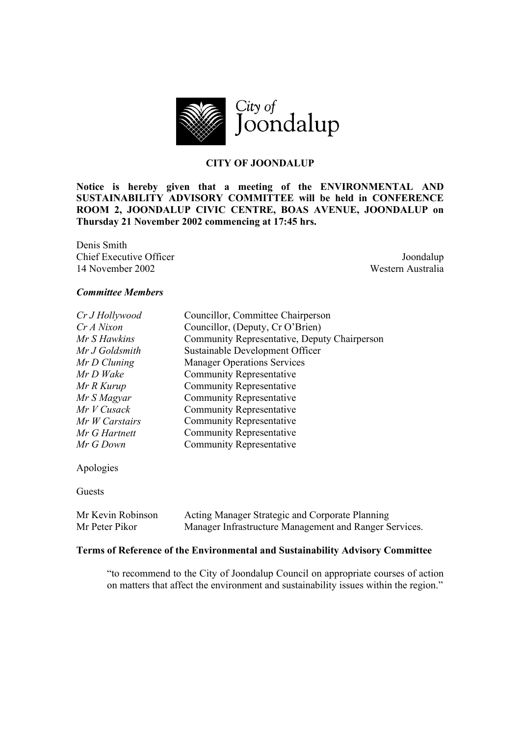City of Joondalup

**CITY OF JOONDALUP**

**Notice is hereby given that a meeting of the ENVIRONMENTAL AND SUSTAINABILITY ADVISORY COMMITTEE will be held in CONFERENCE ROOM 2, JOONDALUP CIVIC CENTRE, BOAS AVENUE, JOONDALUP on Thursday 21 November 2002 commencing at 17:45 hrs.**

Denis Smith
Chief Executive Officer
14 November 2002

Joondalup
Western Australia

***Committee Members***

| | |
|---|---|
| *Cr J Hollywood* | Councillor, Committee Chairperson |
| *Cr A Nixon* | Councillor, (Deputy, Cr O'Brien) |
| *Mr S Hawkins* | Community Representative, Deputy Chairperson |
| *Mr J Goldsmith* | Sustainable Development Officer |
| *Mr D Cluning* | Manager Operations Services |
| *Mr D Wake* | Community Representative |
| *Mr R Kurup* | Community Representative |
| *Mr S Magyar* | Community Representative |
| *Mr V Cusack* | Community Representative |
| *Mr W Carstairs* | Community Representative |
| *Mr G Hartnett* | Community Representative |
| *Mr G Down* | Community Representative |

Apologies

Guests

| | |
|---|---|
| Mr Kevin Robinson | Acting Manager Strategic and Corporate Planning |
| Mr Peter Pikor | Manager Infrastructure Management and Ranger Services. |

**Terms of Reference of the Environmental and Sustainability Advisory Committee**

> "to recommend to the City of Joondalup Council on appropriate courses of action on matters that affect the environment and sustainability issues within the region."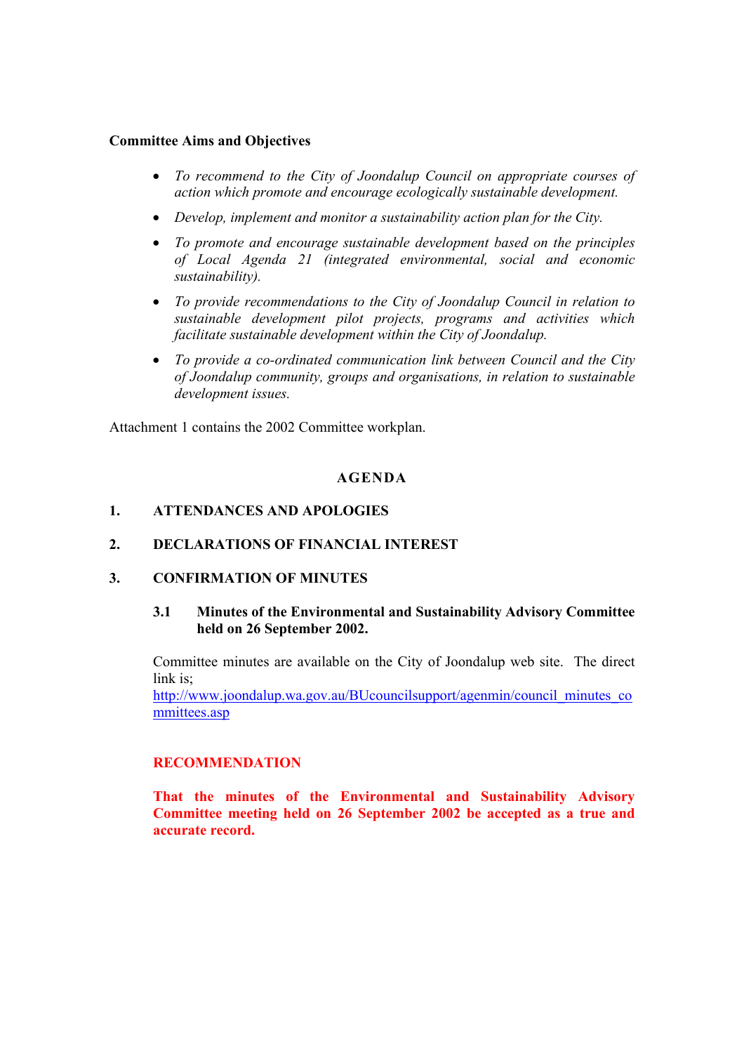**Committee Aims and Objectives**

- *To recommend to the City of Joondalup Council on appropriate courses of action which promote and encourage ecologically sustainable development.*
- *Develop, implement and monitor a sustainability action plan for the City.*
- *To promote and encourage sustainable development based on the principles of Local Agenda 21 (integrated environmental, social and economic sustainability).*
- *To provide recommendations to the City of Joondalup Council in relation to sustainable development pilot projects, programs and activities which facilitate sustainable development within the City of Joondalup.*
- *To provide a co-ordinated communication link between Council and the City of Joondalup community, groups and organisations, in relation to sustainable development issues.*

Attachment 1 contains the 2002 Committee workplan.

## AGENDA

### 1. ATTENDANCES AND APOLOGIES

### 2. DECLARATIONS OF FINANCIAL INTEREST

### 3. CONFIRMATION OF MINUTES

#### 3.1 Minutes of the Environmental and Sustainability Advisory Committee held on 26 September 2002.

Committee minutes are available on the City of Joondalup web site. The direct link is;
http://www.joondalup.wa.gov.au/BUcouncilsupport/agenmin/council_minutes_committees.asp

**RECOMMENDATION**

**That the minutes of the Environmental and Sustainability Advisory Committee meeting held on 26 September 2002 be accepted as a true and accurate record.**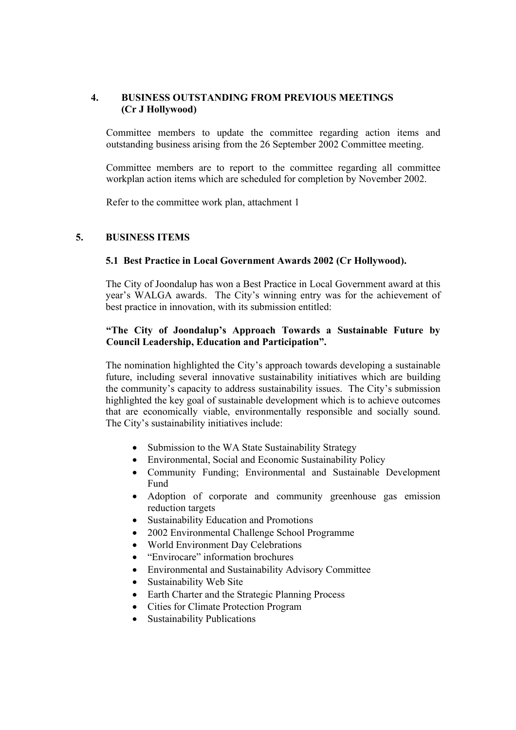## 4. BUSINESS OUTSTANDING FROM PREVIOUS MEETINGS (Cr J Hollywood)

Committee members to update the committee regarding action items and outstanding business arising from the 26 September 2002 Committee meeting.

Committee members are to report to the committee regarding all committee workplan action items which are scheduled for completion by November 2002.

Refer to the committee work plan, attachment 1

## 5. BUSINESS ITEMS

### 5.1 Best Practice in Local Government Awards 2002 (Cr Hollywood).

The City of Joondalup has won a Best Practice in Local Government award at this year's WALGA awards. The City's winning entry was for the achievement of best practice in innovation, with its submission entitled:

**"The City of Joondalup's Approach Towards a Sustainable Future by Council Leadership, Education and Participation".**

The nomination highlighted the City's approach towards developing a sustainable future, including several innovative sustainability initiatives which are building the community's capacity to address sustainability issues. The City's submission highlighted the key goal of sustainable development which is to achieve outcomes that are economically viable, environmentally responsible and socially sound. The City's sustainability initiatives include:

- Submission to the WA State Sustainability Strategy
- Environmental, Social and Economic Sustainability Policy
- Community Funding; Environmental and Sustainable Development Fund
- Adoption of corporate and community greenhouse gas emission reduction targets
- Sustainability Education and Promotions
- 2002 Environmental Challenge School Programme
- World Environment Day Celebrations
- "Envirocare" information brochures
- Environmental and Sustainability Advisory Committee
- Sustainability Web Site
- Earth Charter and the Strategic Planning Process
- Cities for Climate Protection Program
- Sustainability Publications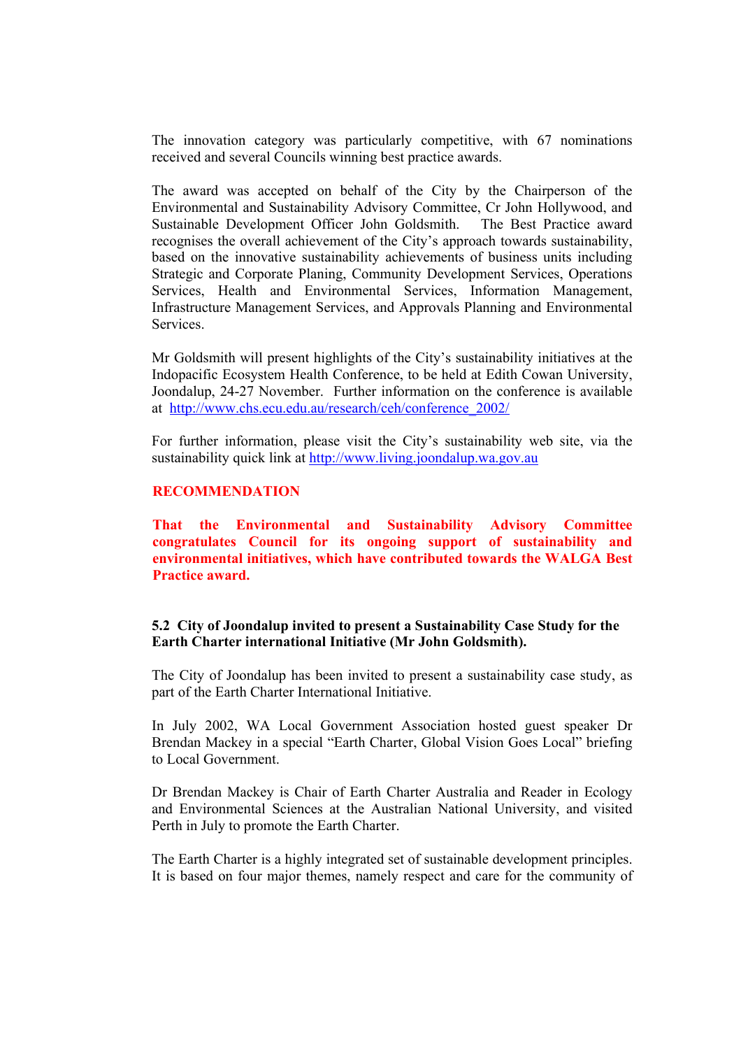The innovation category was particularly competitive, with 67 nominations received and several Councils winning best practice awards.

The award was accepted on behalf of the City by the Chairperson of the Environmental and Sustainability Advisory Committee, Cr John Hollywood, and Sustainable Development Officer John Goldsmith. The Best Practice award recognises the overall achievement of the City's approach towards sustainability, based on the innovative sustainability achievements of business units including Strategic and Corporate Planing, Community Development Services, Operations Services, Health and Environmental Services, Information Management, Infrastructure Management Services, and Approvals Planning and Environmental Services.

Mr Goldsmith will present highlights of the City's sustainability initiatives at the Indopacific Ecosystem Health Conference, to be held at Edith Cowan University, Joondalup, 24-27 November. Further information on the conference is available at [http://www.chs.ecu.edu.au/research/ceh/conference_2002/](http://www.chs.ecu.edu.au/research/ceh/conference_2002/)

For further information, please visit the City's sustainability web site, via the sustainability quick link at [http://www.living.joondalup.wa.gov.au](http://www.living.joondalup.wa.gov.au)

**RECOMMENDATION**

**That the Environmental and Sustainability Advisory Committee congratulates Council for its ongoing support of sustainability and environmental initiatives, which have contributed towards the WALGA Best Practice award.**

**5.2 City of Joondalup invited to present a Sustainability Case Study for the Earth Charter international Initiative (Mr John Goldsmith).**

The City of Joondalup has been invited to present a sustainability case study, as part of the Earth Charter International Initiative.

In July 2002, WA Local Government Association hosted guest speaker Dr Brendan Mackey in a special "Earth Charter, Global Vision Goes Local" briefing to Local Government.

Dr Brendan Mackey is Chair of Earth Charter Australia and Reader in Ecology and Environmental Sciences at the Australian National University, and visited Perth in July to promote the Earth Charter.

The Earth Charter is a highly integrated set of sustainable development principles. It is based on four major themes, namely respect and care for the community of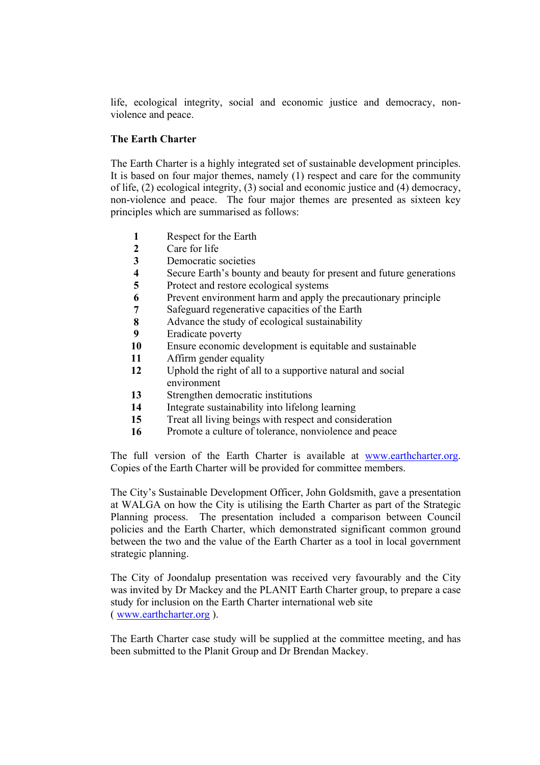life, ecological integrity, social and economic justice and democracy, non-violence and peace.

**The Earth Charter**

The Earth Charter is a highly integrated set of sustainable development principles. It is based on four major themes, namely (1) respect and care for the community of life, (2) ecological integrity, (3) social and economic justice and (4) democracy, non-violence and peace. The four major themes are presented as sixteen key principles which are summarised as follows:

**1** Respect for the Earth
**2** Care for life
**3** Democratic societies
**4** Secure Earth's bounty and beauty for present and future generations
**5** Protect and restore ecological systems
**6** Prevent environment harm and apply the precautionary principle
**7** Safeguard regenerative capacities of the Earth
**8** Advance the study of ecological sustainability
**9** Eradicate poverty
**10** Ensure economic development is equitable and sustainable
**11** Affirm gender equality
**12** Uphold the right of all to a supportive natural and social environment
**13** Strengthen democratic institutions
**14** Integrate sustainability into lifelong learning
**15** Treat all living beings with respect and consideration
**16** Promote a culture of tolerance, nonviolence and peace

The full version of the Earth Charter is available at www.earthcharter.org. Copies of the Earth Charter will be provided for committee members.

The City's Sustainable Development Officer, John Goldsmith, gave a presentation at WALGA on how the City is utilising the Earth Charter as part of the Strategic Planning process. The presentation included a comparison between Council policies and the Earth Charter, which demonstrated significant common ground between the two and the value of the Earth Charter as a tool in local government strategic planning.

The City of Joondalup presentation was received very favourably and the City was invited by Dr Mackey and the PLANIT Earth Charter group, to prepare a case study for inclusion on the Earth Charter international web site ( www.earthcharter.org ).

The Earth Charter case study will be supplied at the committee meeting, and has been submitted to the Planit Group and Dr Brendan Mackey.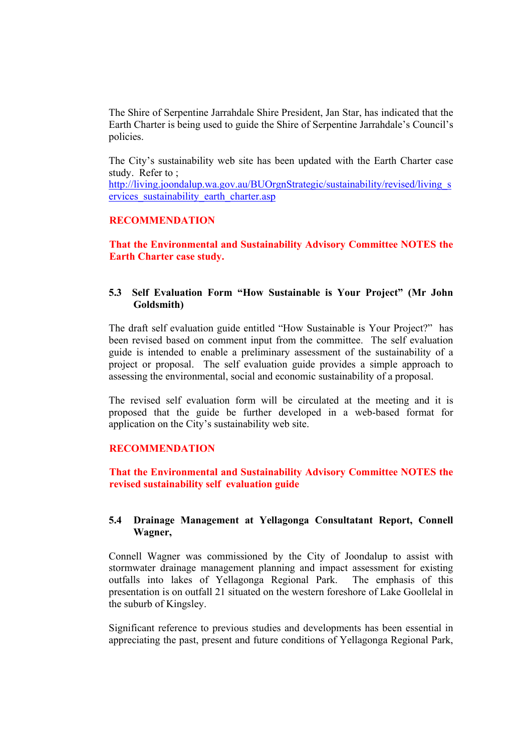The Shire of Serpentine Jarrahdale Shire President, Jan Star, has indicated that the Earth Charter is being used to guide the Shire of Serpentine Jarrahdale's Council's policies.

The City's sustainability web site has been updated with the Earth Charter case study. Refer to ; [http://living.joondalup.wa.gov.au/BUOrgnStrategic/sustainability/revised/living_services_sustainability_earth_charter.asp](http://living.joondalup.wa.gov.au/BUOrgnStrategic/sustainability/revised/living_services_sustainability_earth_charter.asp)

**RECOMMENDATION**

**That the Environmental and Sustainability Advisory Committee NOTES the Earth Charter case study.**

### 5.3 Self Evaluation Form "How Sustainable is Your Project" (Mr John Goldsmith)

The draft self evaluation guide entitled "How Sustainable is Your Project?" has been revised based on comment input from the committee. The self evaluation guide is intended to enable a preliminary assessment of the sustainability of a project or proposal. The self evaluation guide provides a simple approach to assessing the environmental, social and economic sustainability of a proposal.

The revised self evaluation form will be circulated at the meeting and it is proposed that the guide be further developed in a web-based format for application on the City's sustainability web site.

**RECOMMENDATION**

**That the Environmental and Sustainability Advisory Committee NOTES the revised sustainability self evaluation guide**

### 5.4 Drainage Management at Yellagonga Consultatant Report, Connell Wagner,

Connell Wagner was commissioned by the City of Joondalup to assist with stormwater drainage management planning and impact assessment for existing outfalls into lakes of Yellagonga Regional Park. The emphasis of this presentation is on outfall 21 situated on the western foreshore of Lake Goollelal in the suburb of Kingsley.

Significant reference to previous studies and developments has been essential in appreciating the past, present and future conditions of Yellagonga Regional Park,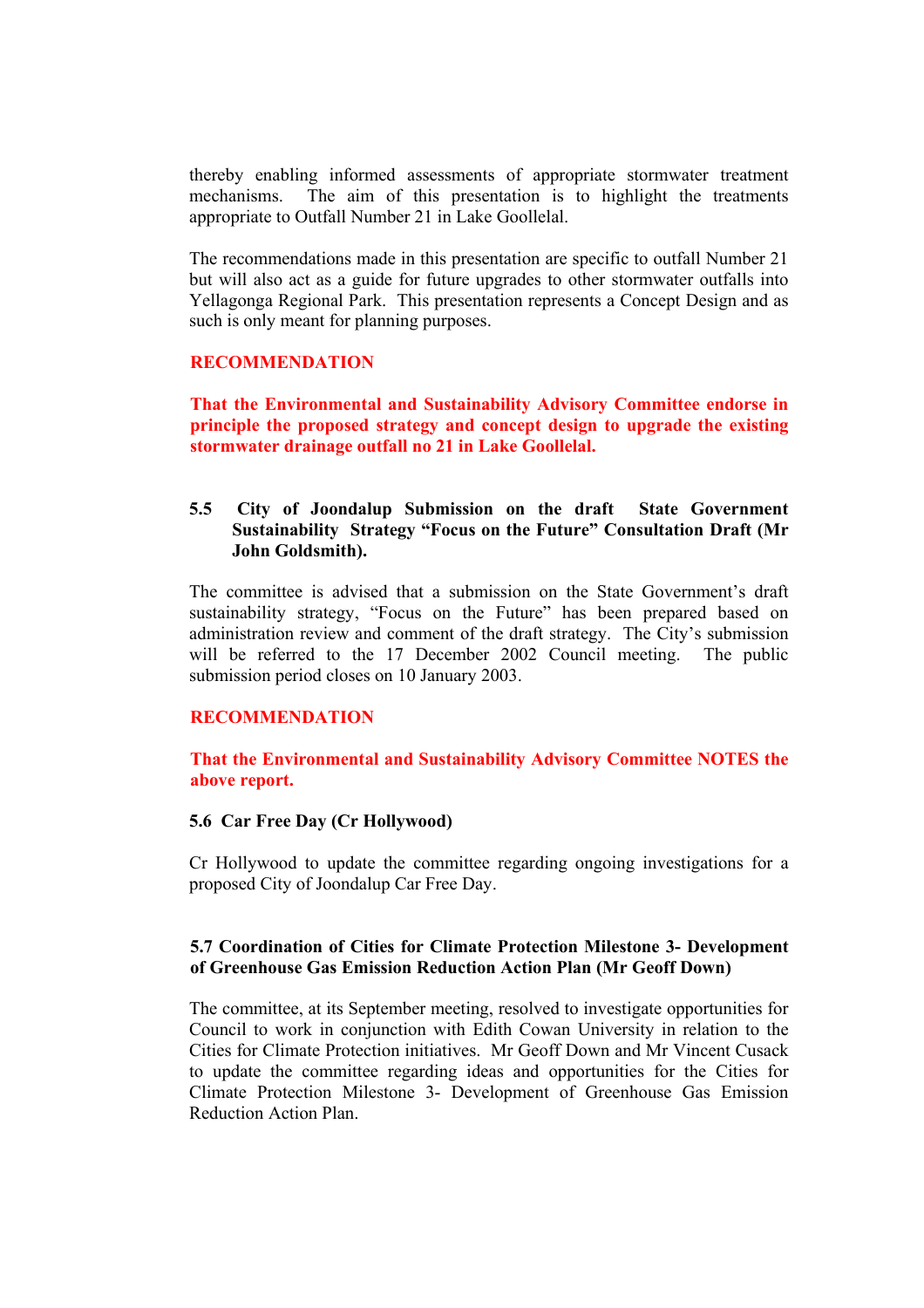thereby enabling informed assessments of appropriate stormwater treatment mechanisms. The aim of this presentation is to highlight the treatments appropriate to Outfall Number 21 in Lake Goollelal.

The recommendations made in this presentation are specific to outfall Number 21 but will also act as a guide for future upgrades to other stormwater outfalls into Yellagonga Regional Park. This presentation represents a Concept Design and as such is only meant for planning purposes.

**RECOMMENDATION**

**That the Environmental and Sustainability Advisory Committee endorse in principle the proposed strategy and concept design to upgrade the existing stormwater drainage outfall no 21 in Lake Goollelal.**

### 5.5 City of Joondalup Submission on the draft State Government Sustainability Strategy "Focus on the Future" Consultation Draft (Mr John Goldsmith).

The committee is advised that a submission on the State Government's draft sustainability strategy, "Focus on the Future" has been prepared based on administration review and comment of the draft strategy. The City's submission will be referred to the 17 December 2002 Council meeting. The public submission period closes on 10 January 2003.

**RECOMMENDATION**

**That the Environmental and Sustainability Advisory Committee NOTES the above report.**

### 5.6 Car Free Day (Cr Hollywood)

Cr Hollywood to update the committee regarding ongoing investigations for a proposed City of Joondalup Car Free Day.

### 5.7 Coordination of Cities for Climate Protection Milestone 3- Development of Greenhouse Gas Emission Reduction Action Plan (Mr Geoff Down)

The committee, at its September meeting, resolved to investigate opportunities for Council to work in conjunction with Edith Cowan University in relation to the Cities for Climate Protection initiatives. Mr Geoff Down and Mr Vincent Cusack to update the committee regarding ideas and opportunities for the Cities for Climate Protection Milestone 3- Development of Greenhouse Gas Emission Reduction Action Plan.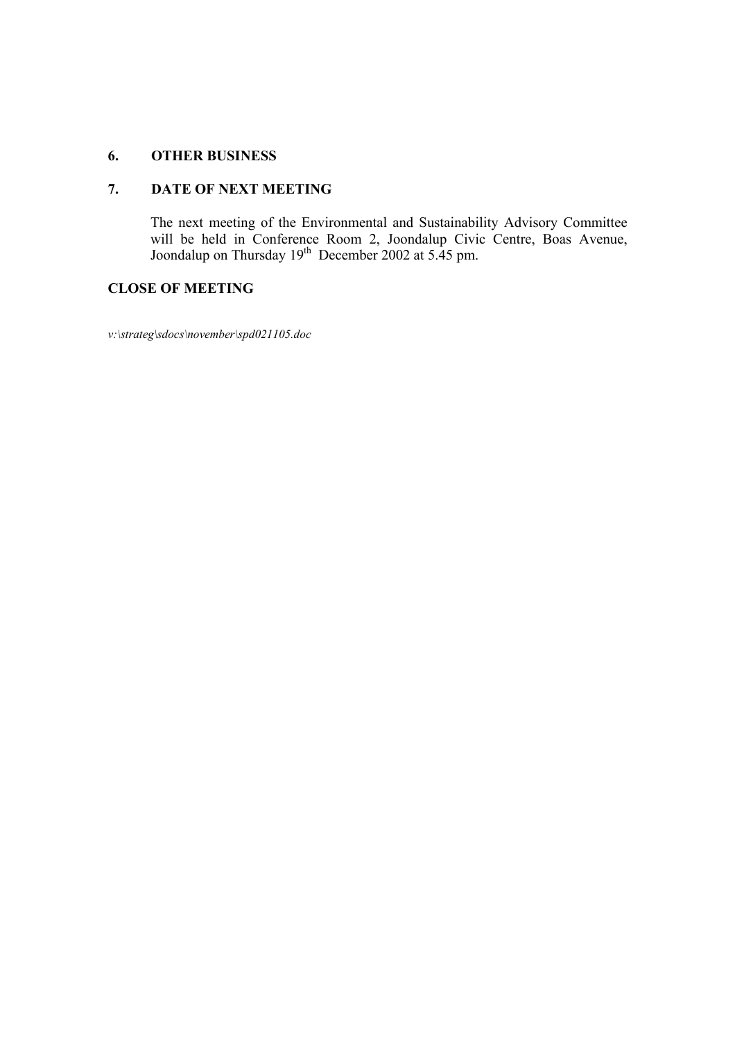## 6. OTHER BUSINESS

## 7. DATE OF NEXT MEETING

The next meeting of the Environmental and Sustainability Advisory Committee will be held in Conference Room 2, Joondalup Civic Centre, Boas Avenue, Joondalup on Thursday 19th December 2002 at 5.45 pm.

## CLOSE OF MEETING

*v:\strateg\sdocs\november\spd021105.doc*